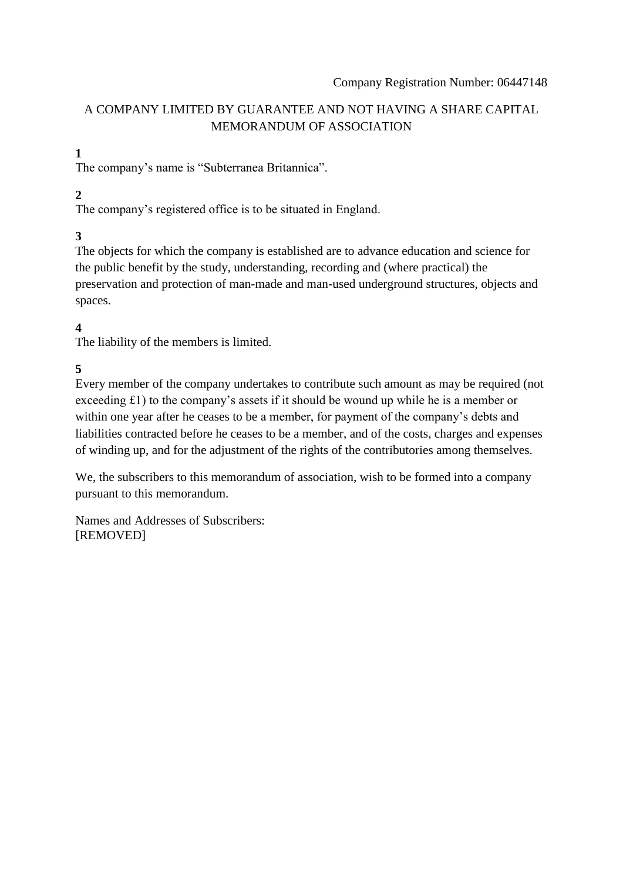Company Registration Number: 06447148

# A COMPANY LIMITED BY GUARANTEE AND NOT HAVING A SHARE CAPITAL MEMORANDUM OF ASSOCIATION

**1**

The company's name is "Subterranea Britannica".

**2**

The company's registered office is to be situated in England.

**3**

The objects for which the company is established are to advance education and science for the public benefit by the study, understanding, recording and (where practical) the preservation and protection of man-made and man-used underground structures, objects and spaces.

**4**

The liability of the members is limited.

**5**

Every member of the company undertakes to contribute such amount as may be required (not exceeding £1) to the company's assets if it should be wound up while he is a member or within one year after he ceases to be a member, for payment of the company's debts and liabilities contracted before he ceases to be a member, and of the costs, charges and expenses of winding up, and for the adjustment of the rights of the contributories among themselves.

We, the subscribers to this memorandum of association, wish to be formed into a company pursuant to this memorandum.

Names and Addresses of Subscribers:
[REMOVED]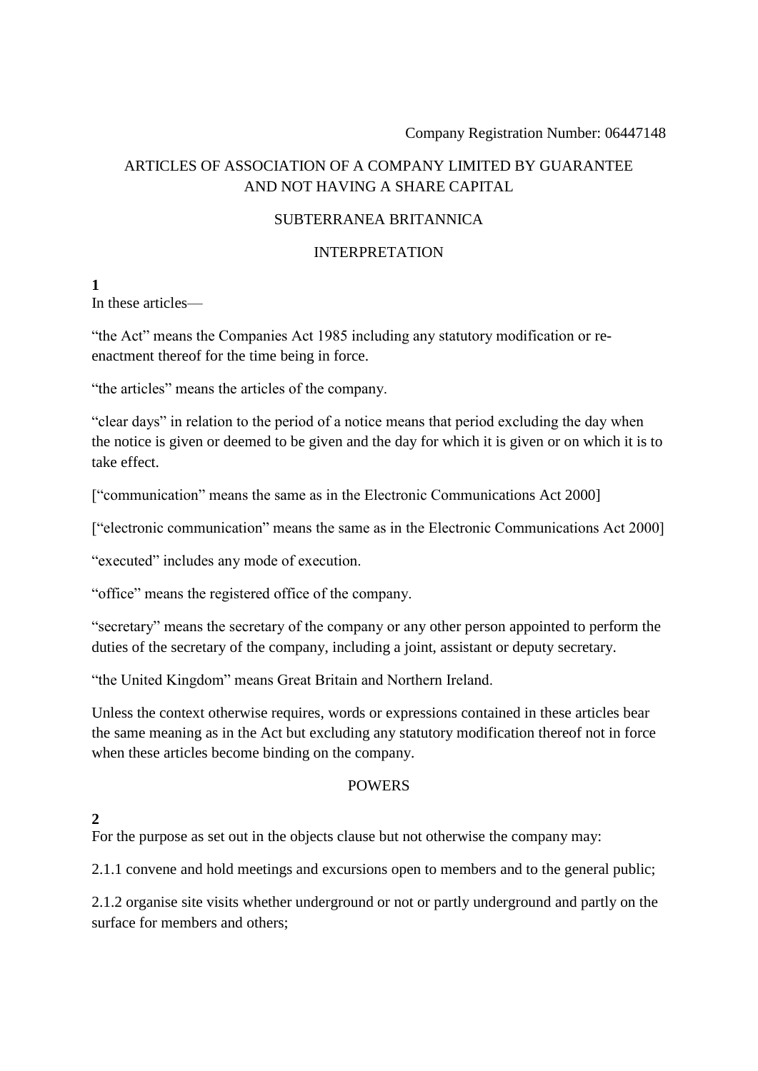Company Registration Number: 06447148

# ARTICLES OF ASSOCIATION OF A COMPANY LIMITED BY GUARANTEE AND NOT HAVING A SHARE CAPITAL

## SUBTERRANEA BRITANNICA

### INTERPRETATION

**1**

In these articles—

“the Act” means the Companies Act 1985 including any statutory modification or re-enactment thereof for the time being in force.

“the articles” means the articles of the company.

“clear days” in relation to the period of a notice means that period excluding the day when the notice is given or deemed to be given and the day for which it is given or on which it is to take effect.

[“communication” means the same as in the Electronic Communications Act 2000]

[“electronic communication” means the same as in the Electronic Communications Act 2000]

“executed” includes any mode of execution.

“office” means the registered office of the company.

“secretary” means the secretary of the company or any other person appointed to perform the duties of the secretary of the company, including a joint, assistant or deputy secretary.

“the United Kingdom” means Great Britain and Northern Ireland.

Unless the context otherwise requires, words or expressions contained in these articles bear the same meaning as in the Act but excluding any statutory modification thereof not in force when these articles become binding on the company.

### POWERS

**2**

For the purpose as set out in the objects clause but not otherwise the company may:

2.1.1 convene and hold meetings and excursions open to members and to the general public;

2.1.2 organise site visits whether underground or not or partly underground and partly on the surface for members and others;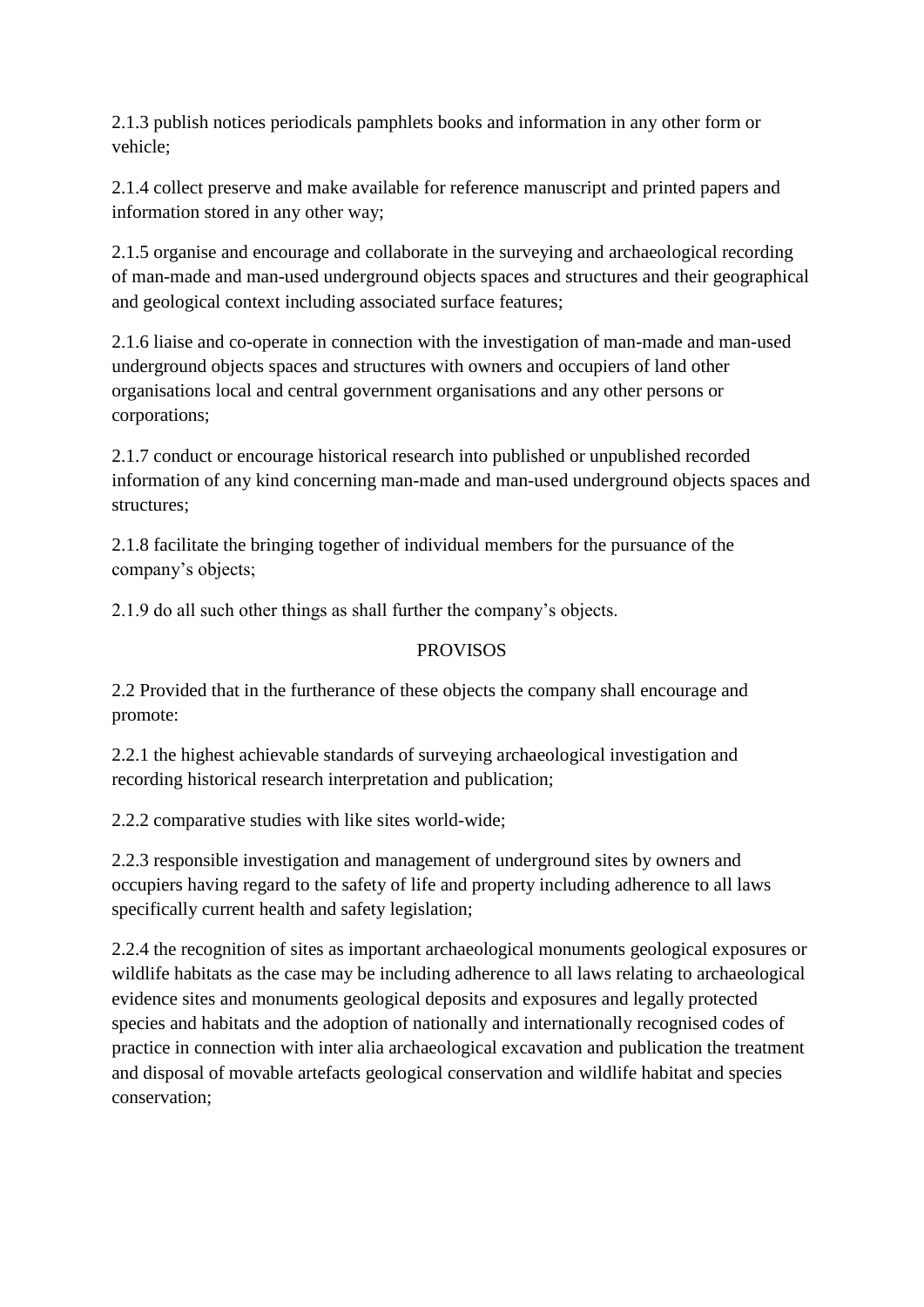2.1.3 publish notices periodicals pamphlets books and information in any other form or vehicle;

2.1.4 collect preserve and make available for reference manuscript and printed papers and information stored in any other way;

2.1.5 organise and encourage and collaborate in the surveying and archaeological recording of man-made and man-used underground objects spaces and structures and their geographical and geological context including associated surface features;

2.1.6 liaise and co-operate in connection with the investigation of man-made and man-used underground objects spaces and structures with owners and occupiers of land other organisations local and central government organisations and any other persons or corporations;

2.1.7 conduct or encourage historical research into published or unpublished recorded information of any kind concerning man-made and man-used underground objects spaces and structures;

2.1.8 facilitate the bringing together of individual members for the pursuance of the company's objects;

2.1.9 do all such other things as shall further the company's objects.

PROVISOS

2.2 Provided that in the furtherance of these objects the company shall encourage and promote:

2.2.1 the highest achievable standards of surveying archaeological investigation and recording historical research interpretation and publication;

2.2.2 comparative studies with like sites world-wide;

2.2.3 responsible investigation and management of underground sites by owners and occupiers having regard to the safety of life and property including adherence to all laws specifically current health and safety legislation;

2.2.4 the recognition of sites as important archaeological monuments geological exposures or wildlife habitats as the case may be including adherence to all laws relating to archaeological evidence sites and monuments geological deposits and exposures and legally protected species and habitats and the adoption of nationally and internationally recognised codes of practice in connection with inter alia archaeological excavation and publication the treatment and disposal of movable artefacts geological conservation and wildlife habitat and species conservation;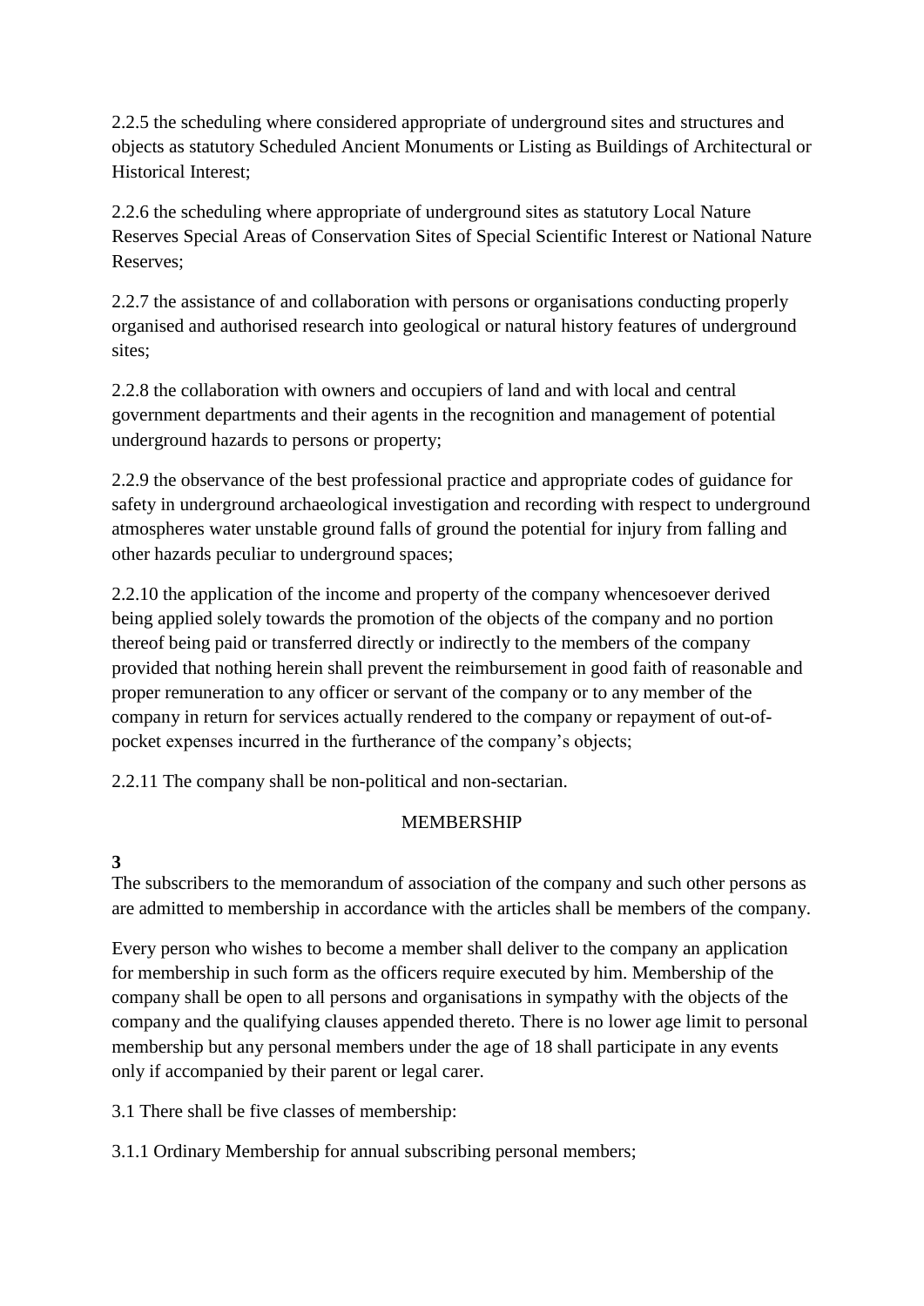2.2.5 the scheduling where considered appropriate of underground sites and structures and objects as statutory Scheduled Ancient Monuments or Listing as Buildings of Architectural or Historical Interest;

2.2.6 the scheduling where appropriate of underground sites as statutory Local Nature Reserves Special Areas of Conservation Sites of Special Scientific Interest or National Nature Reserves;

2.2.7 the assistance of and collaboration with persons or organisations conducting properly organised and authorised research into geological or natural history features of underground sites;

2.2.8 the collaboration with owners and occupiers of land and with local and central government departments and their agents in the recognition and management of potential underground hazards to persons or property;

2.2.9 the observance of the best professional practice and appropriate codes of guidance for safety in underground archaeological investigation and recording with respect to underground atmospheres water unstable ground falls of ground the potential for injury from falling and other hazards peculiar to underground spaces;

2.2.10 the application of the income and property of the company whencesoever derived being applied solely towards the promotion of the objects of the company and no portion thereof being paid or transferred directly or indirectly to the members of the company provided that nothing herein shall prevent the reimbursement in good faith of reasonable and proper remuneration to any officer or servant of the company or to any member of the company in return for services actually rendered to the company or repayment of out-of-pocket expenses incurred in the furtherance of the company's objects;

2.2.11 The company shall be non-political and non-sectarian.

## MEMBERSHIP

**3**

The subscribers to the memorandum of association of the company and such other persons as are admitted to membership in accordance with the articles shall be members of the company.

Every person who wishes to become a member shall deliver to the company an application for membership in such form as the officers require executed by him. Membership of the company shall be open to all persons and organisations in sympathy with the objects of the company and the qualifying clauses appended thereto. There is no lower age limit to personal membership but any personal members under the age of 18 shall participate in any events only if accompanied by their parent or legal carer.

3.1 There shall be five classes of membership:

3.1.1 Ordinary Membership for annual subscribing personal members;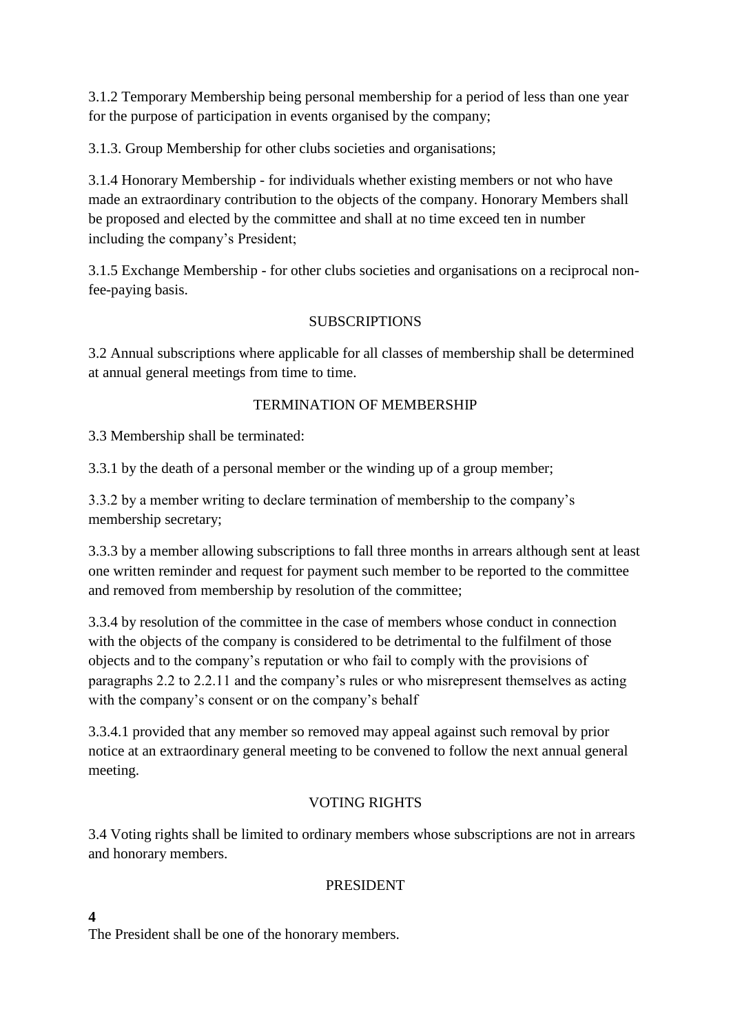3.1.2 Temporary Membership being personal membership for a period of less than one year for the purpose of participation in events organised by the company;

3.1.3. Group Membership for other clubs societies and organisations;

3.1.4 Honorary Membership - for individuals whether existing members or not who have made an extraordinary contribution to the objects of the company. Honorary Members shall be proposed and elected by the committee and shall at no time exceed ten in number including the company's President;

3.1.5 Exchange Membership - for other clubs societies and organisations on a reciprocal non-fee-paying basis.

## SUBSCRIPTIONS

3.2 Annual subscriptions where applicable for all classes of membership shall be determined at annual general meetings from time to time.

## TERMINATION OF MEMBERSHIP

3.3 Membership shall be terminated:

3.3.1 by the death of a personal member or the winding up of a group member;

3.3.2 by a member writing to declare termination of membership to the company's membership secretary;

3.3.3 by a member allowing subscriptions to fall three months in arrears although sent at least one written reminder and request for payment such member to be reported to the committee and removed from membership by resolution of the committee;

3.3.4 by resolution of the committee in the case of members whose conduct in connection with the objects of the company is considered to be detrimental to the fulfilment of those objects and to the company's reputation or who fail to comply with the provisions of paragraphs 2.2 to 2.2.11 and the company's rules or who misrepresent themselves as acting with the company's consent or on the company's behalf

3.3.4.1 provided that any member so removed may appeal against such removal by prior notice at an extraordinary general meeting to be convened to follow the next annual general meeting.

## VOTING RIGHTS

3.4 Voting rights shall be limited to ordinary members whose subscriptions are not in arrears and honorary members.

## PRESIDENT

**4**

The President shall be one of the honorary members.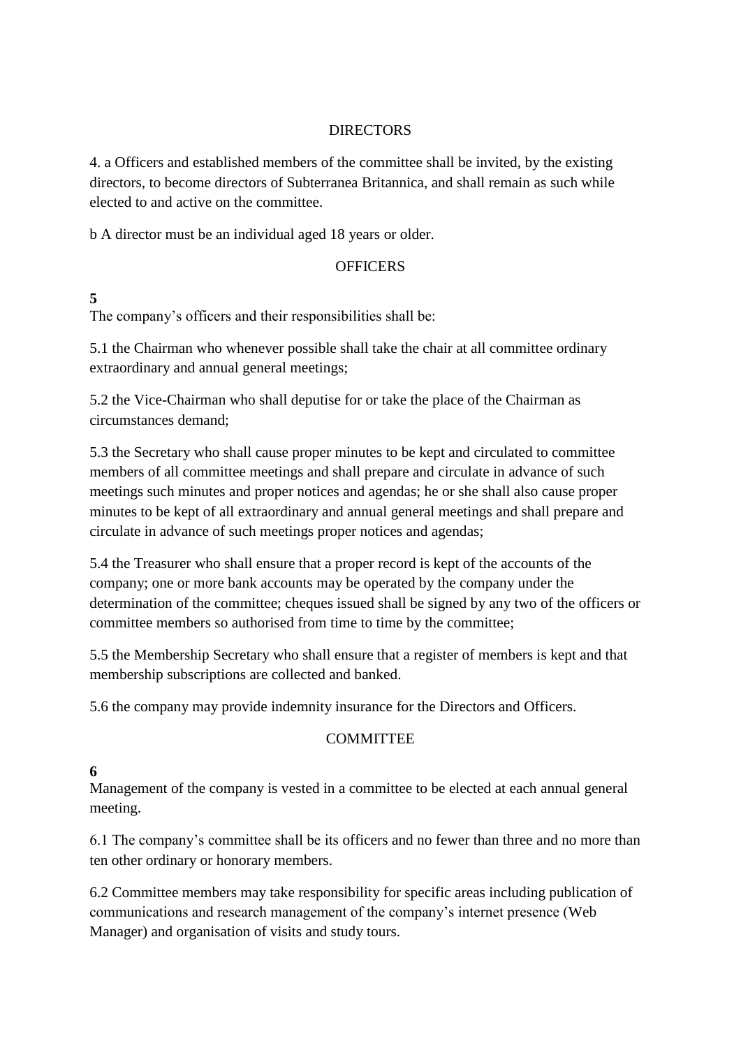## DIRECTORS

4. a Officers and established members of the committee shall be invited, by the existing directors, to become directors of Subterranea Britannica, and shall remain as such while elected to and active on the committee.

b A director must be an individual aged 18 years or older.

## OFFICERS

**5**
The company's officers and their responsibilities shall be:

5.1 the Chairman who whenever possible shall take the chair at all committee ordinary extraordinary and annual general meetings;

5.2 the Vice-Chairman who shall deputise for or take the place of the Chairman as circumstances demand;

5.3 the Secretary who shall cause proper minutes to be kept and circulated to committee members of all committee meetings and shall prepare and circulate in advance of such meetings such minutes and proper notices and agendas; he or she shall also cause proper minutes to be kept of all extraordinary and annual general meetings and shall prepare and circulate in advance of such meetings proper notices and agendas;

5.4 the Treasurer who shall ensure that a proper record is kept of the accounts of the company; one or more bank accounts may be operated by the company under the determination of the committee; cheques issued shall be signed by any two of the officers or committee members so authorised from time to time by the committee;

5.5 the Membership Secretary who shall ensure that a register of members is kept and that membership subscriptions are collected and banked.

5.6 the company may provide indemnity insurance for the Directors and Officers.

## COMMITTEE

**6**
Management of the company is vested in a committee to be elected at each annual general meeting.

6.1 The company's committee shall be its officers and no fewer than three and no more than ten other ordinary or honorary members.

6.2 Committee members may take responsibility for specific areas including publication of communications and research management of the company's internet presence (Web Manager) and organisation of visits and study tours.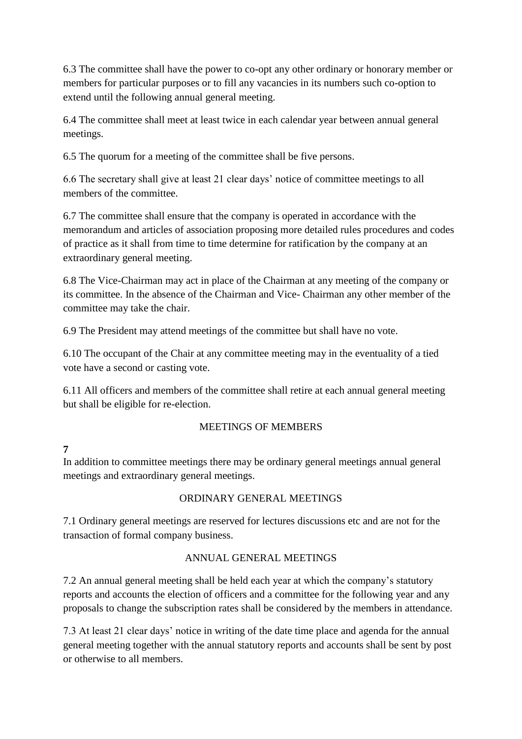6.3 The committee shall have the power to co-opt any other ordinary or honorary member or members for particular purposes or to fill any vacancies in its numbers such co-option to extend until the following annual general meeting.

6.4 The committee shall meet at least twice in each calendar year between annual general meetings.

6.5 The quorum for a meeting of the committee shall be five persons.

6.6 The secretary shall give at least 21 clear days' notice of committee meetings to all members of the committee.

6.7 The committee shall ensure that the company is operated in accordance with the memorandum and articles of association proposing more detailed rules procedures and codes of practice as it shall from time to time determine for ratification by the company at an extraordinary general meeting.

6.8 The Vice-Chairman may act in place of the Chairman at any meeting of the company or its committee. In the absence of the Chairman and Vice- Chairman any other member of the committee may take the chair.

6.9 The President may attend meetings of the committee but shall have no vote.

6.10 The occupant of the Chair at any committee meeting may in the eventuality of a tied vote have a second or casting vote.

6.11 All officers and members of the committee shall retire at each annual general meeting but shall be eligible for re-election.

## MEETINGS OF MEMBERS

**7**

In addition to committee meetings there may be ordinary general meetings annual general meetings and extraordinary general meetings.

## ORDINARY GENERAL MEETINGS

7.1 Ordinary general meetings are reserved for lectures discussions etc and are not for the transaction of formal company business.

## ANNUAL GENERAL MEETINGS

7.2 An annual general meeting shall be held each year at which the company's statutory reports and accounts the election of officers and a committee for the following year and any proposals to change the subscription rates shall be considered by the members in attendance.

7.3 At least 21 clear days' notice in writing of the date time place and agenda for the annual general meeting together with the annual statutory reports and accounts shall be sent by post or otherwise to all members.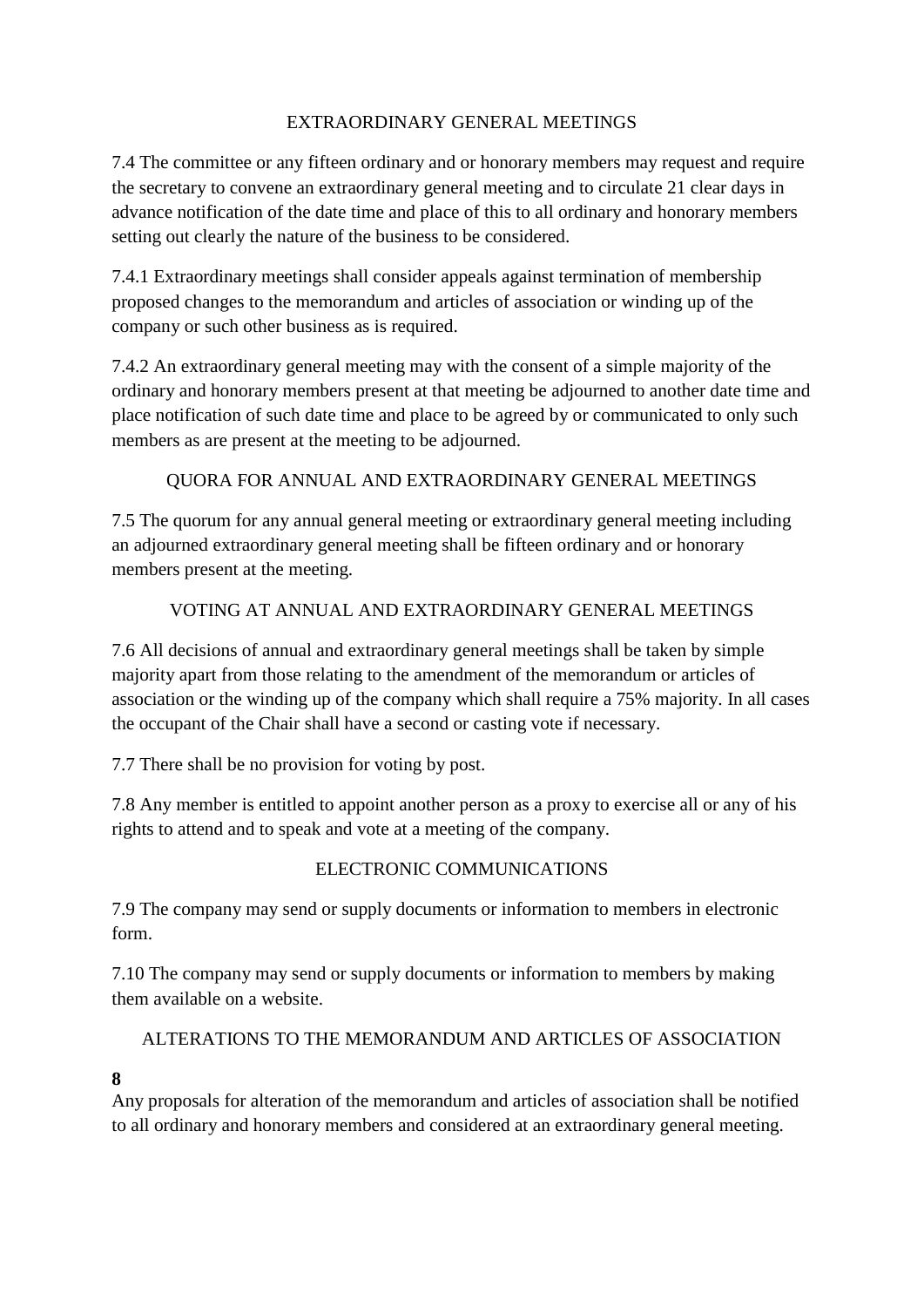## EXTRAORDINARY GENERAL MEETINGS

7.4 The committee or any fifteen ordinary and or honorary members may request and require the secretary to convene an extraordinary general meeting and to circulate 21 clear days in advance notification of the date time and place of this to all ordinary and honorary members setting out clearly the nature of the business to be considered.

7.4.1 Extraordinary meetings shall consider appeals against termination of membership proposed changes to the memorandum and articles of association or winding up of the company or such other business as is required.

7.4.2 An extraordinary general meeting may with the consent of a simple majority of the ordinary and honorary members present at that meeting be adjourned to another date time and place notification of such date time and place to be agreed by or communicated to only such members as are present at the meeting to be adjourned.

## QUORA FOR ANNUAL AND EXTRAORDINARY GENERAL MEETINGS

7.5 The quorum for any annual general meeting or extraordinary general meeting including an adjourned extraordinary general meeting shall be fifteen ordinary and or honorary members present at the meeting.

## VOTING AT ANNUAL AND EXTRAORDINARY GENERAL MEETINGS

7.6 All decisions of annual and extraordinary general meetings shall be taken by simple majority apart from those relating to the amendment of the memorandum or articles of association or the winding up of the company which shall require a 75% majority. In all cases the occupant of the Chair shall have a second or casting vote if necessary.

7.7 There shall be no provision for voting by post.

7.8 Any member is entitled to appoint another person as a proxy to exercise all or any of his rights to attend and to speak and vote at a meeting of the company.

## ELECTRONIC COMMUNICATIONS

7.9 The company may send or supply documents or information to members in electronic form.

7.10 The company may send or supply documents or information to members by making them available on a website.

## ALTERATIONS TO THE MEMORANDUM AND ARTICLES OF ASSOCIATION

**8**

Any proposals for alteration of the memorandum and articles of association shall be notified to all ordinary and honorary members and considered at an extraordinary general meeting.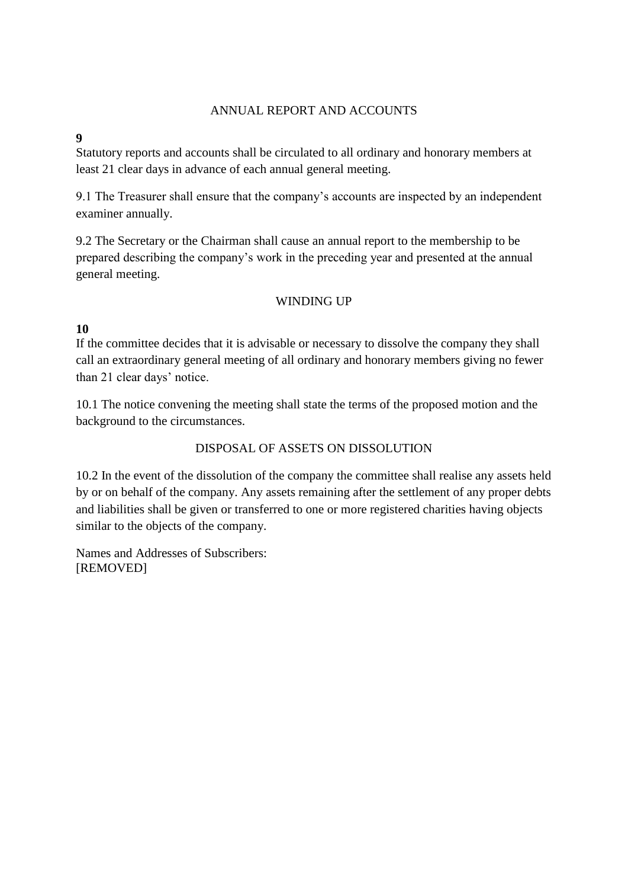## ANNUAL REPORT AND ACCOUNTS

**9**
Statutory reports and accounts shall be circulated to all ordinary and honorary members at least 21 clear days in advance of each annual general meeting.

9.1 The Treasurer shall ensure that the company's accounts are inspected by an independent examiner annually.

9.2 The Secretary or the Chairman shall cause an annual report to the membership to be prepared describing the company's work in the preceding year and presented at the annual general meeting.

## WINDING UP

**10**
If the committee decides that it is advisable or necessary to dissolve the company they shall call an extraordinary general meeting of all ordinary and honorary members giving no fewer than 21 clear days' notice.

10.1 The notice convening the meeting shall state the terms of the proposed motion and the background to the circumstances.

## DISPOSAL OF ASSETS ON DISSOLUTION

10.2 In the event of the dissolution of the company the committee shall realise any assets held by or on behalf of the company. Any assets remaining after the settlement of any proper debts and liabilities shall be given or transferred to one or more registered charities having objects similar to the objects of the company.

Names and Addresses of Subscribers:
[REMOVED]